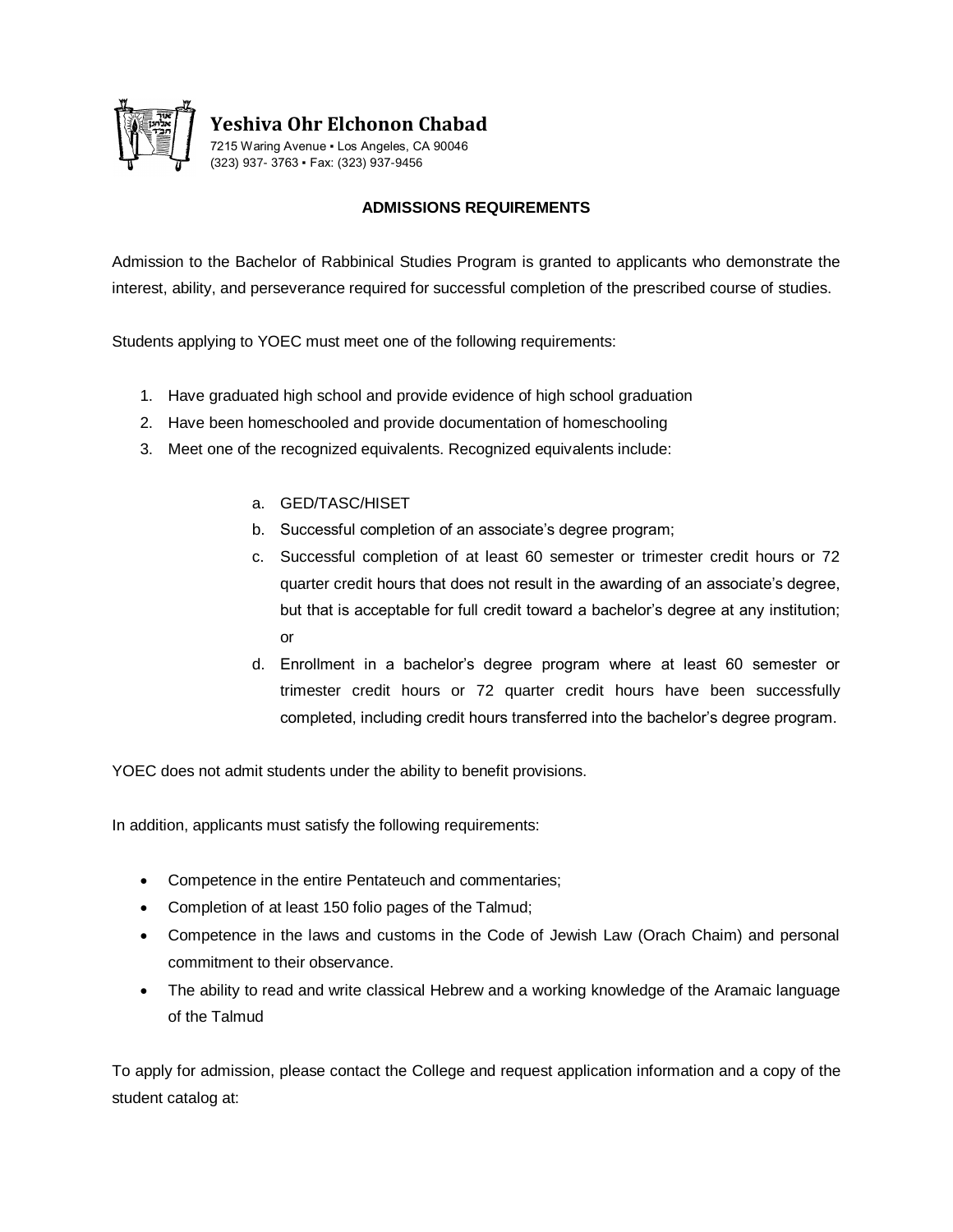**Yeshiva Ohr Elchonon Chabad**

7215 Waring Avenue ▪ Los Angeles, CA 90046

(323) 937- 3763 ▪ Fax: (323) 937-9456

## ADMISSIONS REQUIREMENTS

Admission to the Bachelor of Rabbinical Studies Program is granted to applicants who demonstrate the interest, ability, and perseverance required for successful completion of the prescribed course of studies.

Students applying to YOEC must meet one of the following requirements:

1. Have graduated high school and provide evidence of high school graduation
2. Have been homeschooled and provide documentation of homeschooling
3. Meet one of the recognized equivalents. Recognized equivalents include:

   a. GED/TASC/HISET

   b. Successful completion of an associate's degree program;

   c. Successful completion of at least 60 semester or trimester credit hours or 72 quarter credit hours that does not result in the awarding of an associate's degree, but that is acceptable for full credit toward a bachelor's degree at any institution; or

   d. Enrollment in a bachelor's degree program where at least 60 semester or trimester credit hours or 72 quarter credit hours have been successfully completed, including credit hours transferred into the bachelor's degree program.

YOEC does not admit students under the ability to benefit provisions.

In addition, applicants must satisfy the following requirements:

- Competence in the entire Pentateuch and commentaries;
- Completion of at least 150 folio pages of the Talmud;
- Competence in the laws and customs in the Code of Jewish Law (Orach Chaim) and personal commitment to their observance.
- The ability to read and write classical Hebrew and a working knowledge of the Aramaic language of the Talmud

To apply for admission, please contact the College and request application information and a copy of the student catalog at: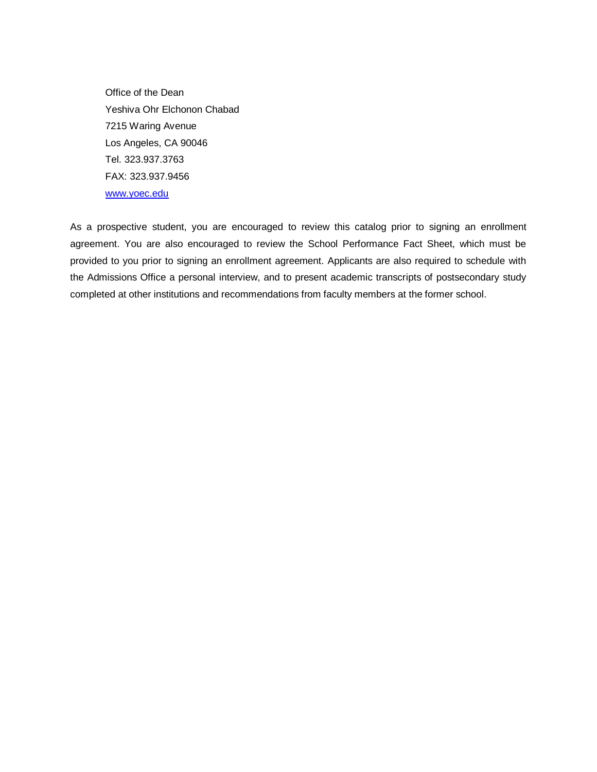Office of the Dean
Yeshiva Ohr Elchonon Chabad
7215 Waring Avenue
Los Angeles, CA 90046
Tel. 323.937.3763
FAX: 323.937.9456
www.yoec.edu

As a prospective student, you are encouraged to review this catalog prior to signing an enrollment agreement. You are also encouraged to review the School Performance Fact Sheet, which must be provided to you prior to signing an enrollment agreement. Applicants are also required to schedule with the Admissions Office a personal interview, and to present academic transcripts of postsecondary study completed at other institutions and recommendations from faculty members at the former school.